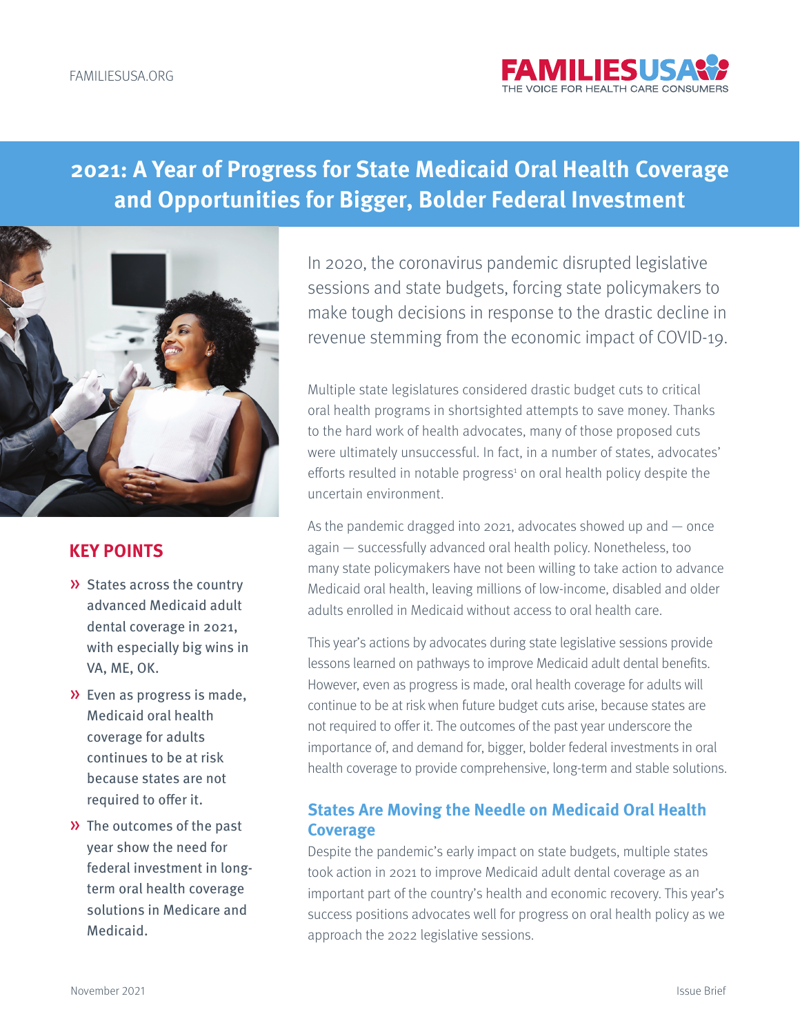# 2021: A Year of Progress for State Medicaid Oral Health Coverage and Opportunities for Bigger, Bolder Federal Investment

In 2020, the coronavirus pandemic disrupted legislative sessions and state budgets, forcing state policymakers to make tough decisions in response to the drastic decline in revenue stemming from the economic impact of COVID-19.

Multiple state legislatures considered drastic budget cuts to critical oral health programs in shortsighted attempts to save money. Thanks to the hard work of health advocates, many of those proposed cuts were ultimately unsuccessful. In fact, in a number of states, advocates' efforts resulted in notable progress[1] on oral health policy despite the uncertain environment.

As the pandemic dragged into 2021, advocates showed up and — once again — successfully advanced oral health policy. Nonetheless, too many state policymakers have not been willing to take action to advance Medicaid oral health, leaving millions of low-income, disabled and older adults enrolled in Medicaid without access to oral health care.

This year's actions by advocates during state legislative sessions provide lessons learned on pathways to improve Medicaid adult dental benefits. However, even as progress is made, oral health coverage for adults will continue to be at risk when future budget cuts arise, because states are not required to offer it. The outcomes of the past year underscore the importance of, and demand for, bigger, bolder federal investments in oral health coverage to provide comprehensive, long-term and stable solutions.

## KEY POINTS

- States across the country advanced Medicaid adult dental coverage in 2021, with especially big wins in VA, ME, OK.
- Even as progress is made, Medicaid oral health coverage for adults continues to be at risk because states are not required to offer it.
- The outcomes of the past year show the need for federal investment in long-term oral health coverage solutions in Medicare and Medicaid.

## States Are Moving the Needle on Medicaid Oral Health Coverage

Despite the pandemic's early impact on state budgets, multiple states took action in 2021 to improve Medicaid adult dental coverage as an important part of the country's health and economic recovery. This year's success positions advocates well for progress on oral health policy as we approach the 2022 legislative sessions.

November 2021

Issue Brief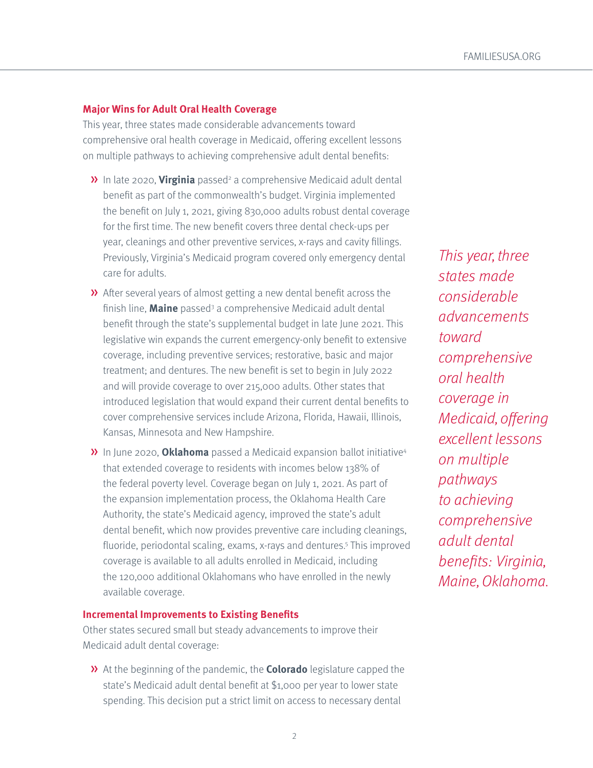### Major Wins for Adult Oral Health Coverage

This year, three states made considerable advancements toward comprehensive oral health coverage in Medicaid, offering excellent lessons on multiple pathways to achieving comprehensive adult dental benefits:

- In late 2020, **Virginia** passed[2] a comprehensive Medicaid adult dental benefit as part of the commonwealth's budget. Virginia implemented the benefit on July 1, 2021, giving 830,000 adults robust dental coverage for the first time. The new benefit covers three dental check-ups per year, cleanings and other preventive services, x-rays and cavity fillings. Previously, Virginia's Medicaid program covered only emergency dental care for adults.
- After several years of almost getting a new dental benefit across the finish line, **Maine** passed[3] a comprehensive Medicaid adult dental benefit through the state's supplemental budget in late June 2021. This legislative win expands the current emergency-only benefit to extensive coverage, including preventive services; restorative, basic and major treatment; and dentures. The new benefit is set to begin in July 2022 and will provide coverage to over 215,000 adults. Other states that introduced legislation that would expand their current dental benefits to cover comprehensive services include Arizona, Florida, Hawaii, Illinois, Kansas, Minnesota and New Hampshire.
- In June 2020, **Oklahoma** passed a Medicaid expansion ballot initiative[4] that extended coverage to residents with incomes below 138% of the federal poverty level. Coverage began on July 1, 2021. As part of the expansion implementation process, the Oklahoma Health Care Authority, the state's Medicaid agency, improved the state's adult dental benefit, which now provides preventive care including cleanings, fluoride, periodontal scaling, exams, x-rays and dentures.[5] This improved coverage is available to all adults enrolled in Medicaid, including the 120,000 additional Oklahomans who have enrolled in the newly available coverage.

*This year, three states made considerable advancements toward comprehensive oral health coverage in Medicaid, offering excellent lessons on multiple pathways to achieving comprehensive adult dental benefits: Virginia, Maine, Oklahoma.*

### Incremental Improvements to Existing Benefits

Other states secured small but steady advancements to improve their Medicaid adult dental coverage:

- At the beginning of the pandemic, the **Colorado** legislature capped the state's Medicaid adult dental benefit at $1,000 per year to lower state spending. This decision put a strict limit on access to necessary dental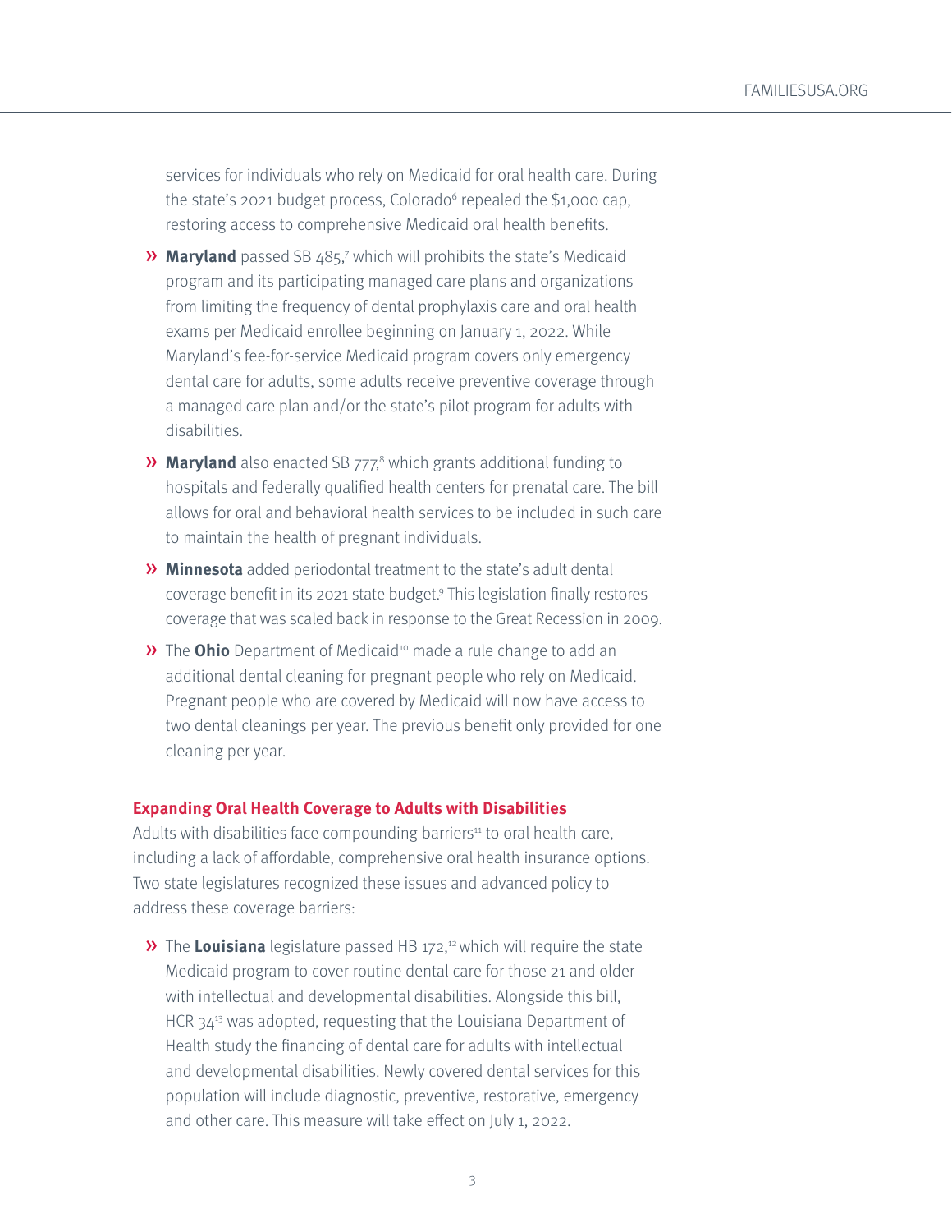services for individuals who rely on Medicaid for oral health care. During the state's 2021 budget process, Colorado[6] repealed the $1,000 cap, restoring access to comprehensive Medicaid oral health benefits.

- **Maryland** passed SB 485,[7] which will prohibits the state's Medicaid program and its participating managed care plans and organizations from limiting the frequency of dental prophylaxis care and oral health exams per Medicaid enrollee beginning on January 1, 2022. While Maryland's fee-for-service Medicaid program covers only emergency dental care for adults, some adults receive preventive coverage through a managed care plan and/or the state's pilot program for adults with disabilities.
- **Maryland** also enacted SB 777,[8] which grants additional funding to hospitals and federally qualified health centers for prenatal care. The bill allows for oral and behavioral health services to be included in such care to maintain the health of pregnant individuals.
- **Minnesota** added periodontal treatment to the state's adult dental coverage benefit in its 2021 state budget.[9] This legislation finally restores coverage that was scaled back in response to the Great Recession in 2009.
- The **Ohio** Department of Medicaid[10] made a rule change to add an additional dental cleaning for pregnant people who rely on Medicaid. Pregnant people who are covered by Medicaid will now have access to two dental cleanings per year. The previous benefit only provided for one cleaning per year.

### Expanding Oral Health Coverage to Adults with Disabilities

Adults with disabilities face compounding barriers[11] to oral health care, including a lack of affordable, comprehensive oral health insurance options. Two state legislatures recognized these issues and advanced policy to address these coverage barriers:

- The **Louisiana** legislature passed HB 172,[12] which will require the state Medicaid program to cover routine dental care for those 21 and older with intellectual and developmental disabilities. Alongside this bill, HCR 34[13] was adopted, requesting that the Louisiana Department of Health study the financing of dental care for adults with intellectual and developmental disabilities. Newly covered dental services for this population will include diagnostic, preventive, restorative, emergency and other care. This measure will take effect on July 1, 2022.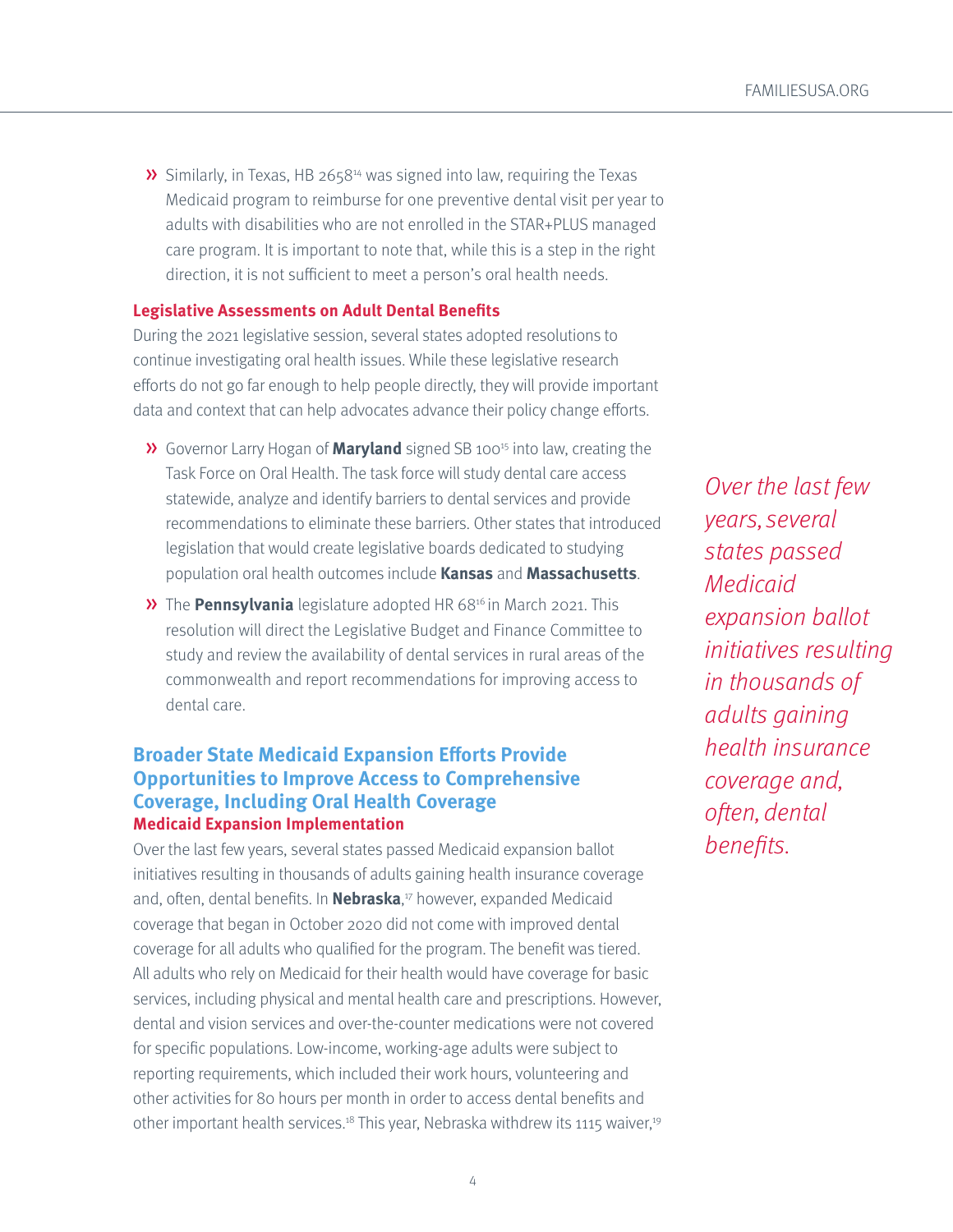- Similarly, in Texas, HB 2658[14] was signed into law, requiring the Texas Medicaid program to reimburse for one preventive dental visit per year to adults with disabilities who are not enrolled in the STAR+PLUS managed care program. It is important to note that, while this is a step in the right direction, it is not sufficient to meet a person's oral health needs.

#### Legislative Assessments on Adult Dental Benefits

During the 2021 legislative session, several states adopted resolutions to continue investigating oral health issues. While these legislative research efforts do not go far enough to help people directly, they will provide important data and context that can help advocates advance their policy change efforts.

- Governor Larry Hogan of **Maryland** signed SB 100[15] into law, creating the Task Force on Oral Health. The task force will study dental care access statewide, analyze and identify barriers to dental services and provide recommendations to eliminate these barriers. Other states that introduced legislation that would create legislative boards dedicated to studying population oral health outcomes include **Kansas** and **Massachusetts**.
- The **Pennsylvania** legislature adopted HR 68[16] in March 2021. This resolution will direct the Legislative Budget and Finance Committee to study and review the availability of dental services in rural areas of the commonwealth and report recommendations for improving access to dental care.

### Broader State Medicaid Expansion Efforts Provide Opportunities to Improve Access to Comprehensive Coverage, Including Oral Health Coverage

#### Medicaid Expansion Implementation

Over the last few years, several states passed Medicaid expansion ballot initiatives resulting in thousands of adults gaining health insurance coverage and, often, dental benefits. In **Nebraska**,[17] however, expanded Medicaid coverage that began in October 2020 did not come with improved dental coverage for all adults who qualified for the program. The benefit was tiered. All adults who rely on Medicaid for their health would have coverage for basic services, including physical and mental health care and prescriptions. However, dental and vision services and over-the-counter medications were not covered for specific populations. Low-income, working-age adults were subject to reporting requirements, which included their work hours, volunteering and other activities for 80 hours per month in order to access dental benefits and other important health services.[18] This year, Nebraska withdrew its 1115 waiver,[19]

*Over the last few years, several states passed Medicaid expansion ballot initiatives resulting in thousands of adults gaining health insurance coverage and, often, dental benefits.*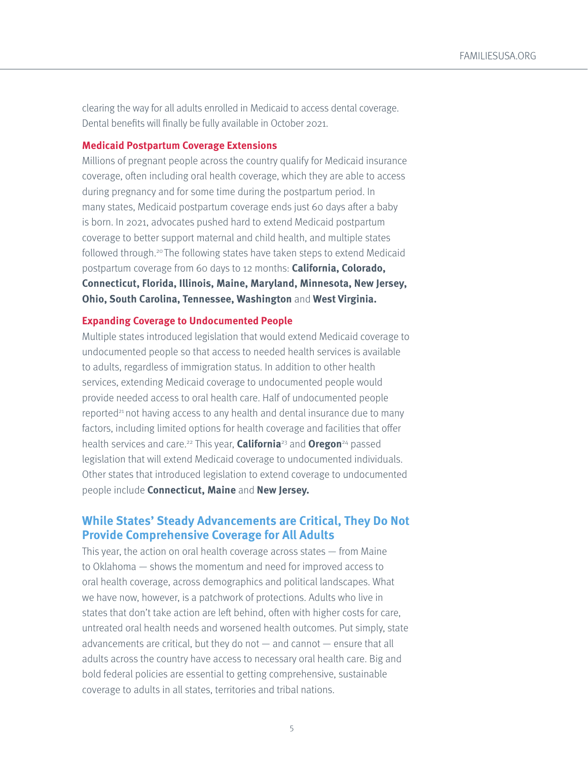clearing the way for all adults enrolled in Medicaid to access dental coverage. Dental benefits will finally be fully available in October 2021.

### Medicaid Postpartum Coverage Extensions

Millions of pregnant people across the country qualify for Medicaid insurance coverage, often including oral health coverage, which they are able to access during pregnancy and for some time during the postpartum period. In many states, Medicaid postpartum coverage ends just 60 days after a baby is born. In 2021, advocates pushed hard to extend Medicaid postpartum coverage to better support maternal and child health, and multiple states followed through.[20] The following states have taken steps to extend Medicaid postpartum coverage from 60 days to 12 months: **California, Colorado, Connecticut, Florida, Illinois, Maine, Maryland, Minnesota, New Jersey, Ohio, South Carolina, Tennessee, Washington** and **West Virginia.**

### Expanding Coverage to Undocumented People

Multiple states introduced legislation that would extend Medicaid coverage to undocumented people so that access to needed health services is available to adults, regardless of immigration status. In addition to other health services, extending Medicaid coverage to undocumented people would provide needed access to oral health care. Half of undocumented people reported[21] not having access to any health and dental insurance due to many factors, including limited options for health coverage and facilities that offer health services and care.[22] This year, **California**[23] and **Oregon**[24] passed legislation that will extend Medicaid coverage to undocumented individuals. Other states that introduced legislation to extend coverage to undocumented people include **Connecticut, Maine** and **New Jersey.**

## While States' Steady Advancements are Critical, They Do Not Provide Comprehensive Coverage for All Adults

This year, the action on oral health coverage across states — from Maine to Oklahoma — shows the momentum and need for improved access to oral health coverage, across demographics and political landscapes. What we have now, however, is a patchwork of protections. Adults who live in states that don't take action are left behind, often with higher costs for care, untreated oral health needs and worsened health outcomes. Put simply, state advancements are critical, but they do not — and cannot — ensure that all adults across the country have access to necessary oral health care. Big and bold federal policies are essential to getting comprehensive, sustainable coverage to adults in all states, territories and tribal nations.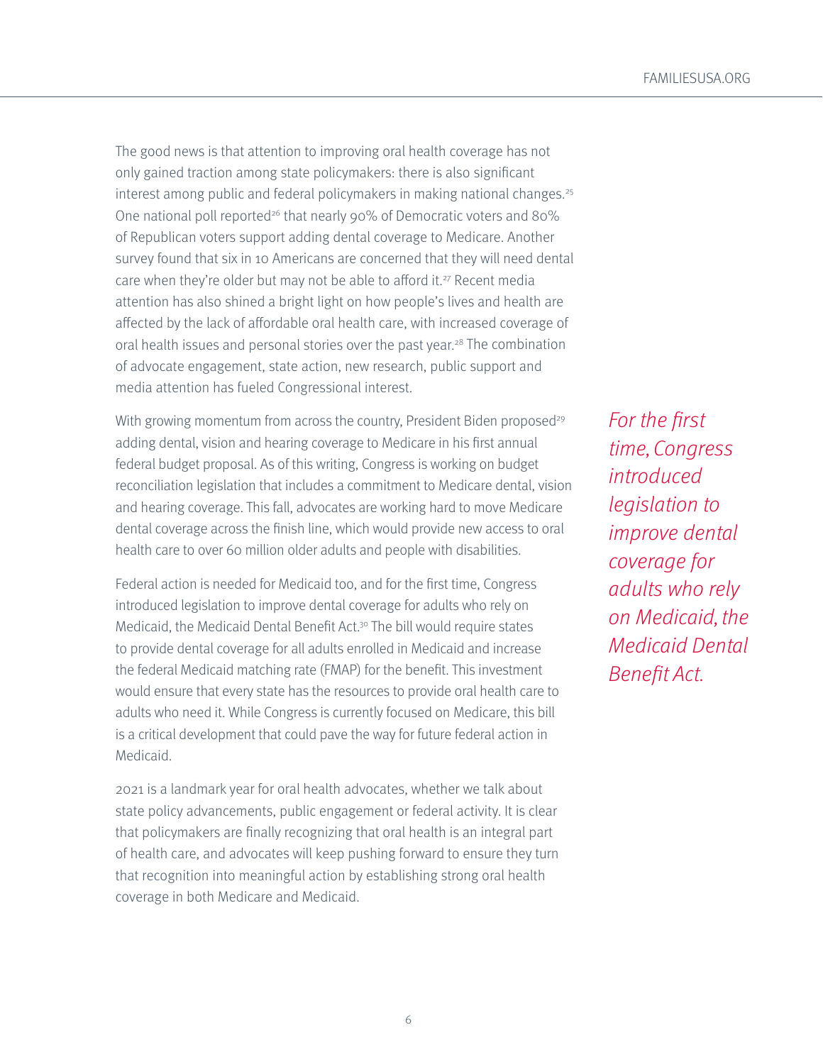The good news is that attention to improving oral health coverage has not only gained traction among state policymakers: there is also significant interest among public and federal policymakers in making national changes.[25] One national poll reported[26] that nearly 90% of Democratic voters and 80% of Republican voters support adding dental coverage to Medicare. Another survey found that six in 10 Americans are concerned that they will need dental care when they're older but may not be able to afford it.[27] Recent media attention has also shined a bright light on how people's lives and health are affected by the lack of affordable oral health care, with increased coverage of oral health issues and personal stories over the past year.[28] The combination of advocate engagement, state action, new research, public support and media attention has fueled Congressional interest.

With growing momentum from across the country, President Biden proposed[29] adding dental, vision and hearing coverage to Medicare in his first annual federal budget proposal. As of this writing, Congress is working on budget reconciliation legislation that includes a commitment to Medicare dental, vision and hearing coverage. This fall, advocates are working hard to move Medicare dental coverage across the finish line, which would provide new access to oral health care to over 60 million older adults and people with disabilities.

*For the first time, Congress introduced legislation to improve dental coverage for adults who rely on Medicaid, the Medicaid Dental Benefit Act.*

Federal action is needed for Medicaid too, and for the first time, Congress introduced legislation to improve dental coverage for adults who rely on Medicaid, the Medicaid Dental Benefit Act.[30] The bill would require states to provide dental coverage for all adults enrolled in Medicaid and increase the federal Medicaid matching rate (FMAP) for the benefit. This investment would ensure that every state has the resources to provide oral health care to adults who need it. While Congress is currently focused on Medicare, this bill is a critical development that could pave the way for future federal action in Medicaid.

2021 is a landmark year for oral health advocates, whether we talk about state policy advancements, public engagement or federal activity. It is clear that policymakers are finally recognizing that oral health is an integral part of health care, and advocates will keep pushing forward to ensure they turn that recognition into meaningful action by establishing strong oral health coverage in both Medicare and Medicaid.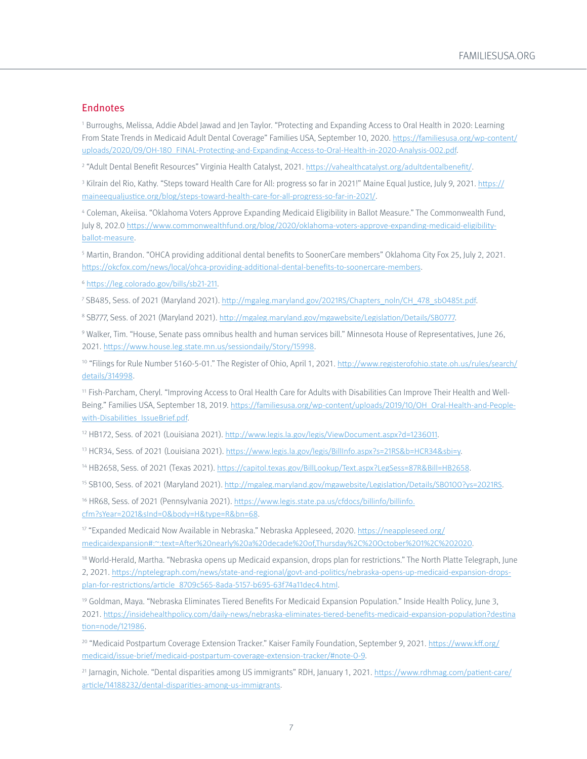## Endnotes

[1] Burroughs, Melissa, Addie Abdel Jawad and Jen Taylor. "Protecting and Expanding Access to Oral Health in 2020: Learning From State Trends in Medicaid Adult Dental Coverage" Families USA, September 10, 2020. https://familiesusa.org/wp-content/uploads/2020/09/OH-180_FINAL-Protecting-and-Expanding-Access-to-Oral-Health-in-2020-Analysis-002.pdf.

[2] "Adult Dental Benefit Resources" Virginia Health Catalyst, 2021. https://vahealthcatalyst.org/adultdentalbenefit/.

[3] Kilrain del Rio, Kathy. "Steps toward Health Care for All: progress so far in 2021!" Maine Equal Justice, July 9, 2021. https://maineequaljustice.org/blog/steps-toward-health-care-for-all-progress-so-far-in-2021/.

[4] Coleman, Akeiisa. "Oklahoma Voters Approve Expanding Medicaid Eligibility in Ballot Measure." The Commonwealth Fund, July 8, 202.0 https://www.commonwealthfund.org/blog/2020/oklahoma-voters-approve-expanding-medicaid-eligibility-ballot-measure.

[5] Martin, Brandon. "OHCA providing additional dental benefits to SoonerCare members" Oklahoma City Fox 25, July 2, 2021. https://okcfox.com/news/local/ohca-providing-additional-dental-benefits-to-soonercare-members.

[6] https://leg.colorado.gov/bills/sb21-211.

[7] SB485, Sess. of 2021 (Maryland 2021). http://mgaleg.maryland.gov/2021RS/Chapters_noln/CH_478_sb0485t.pdf.

[8] SB777, Sess. of 2021 (Maryland 2021). http://mgaleg.maryland.gov/mgawebsite/Legislation/Details/SB0777.

[9] Walker, Tim. "House, Senate pass omnibus health and human services bill." Minnesota House of Representatives, June 26, 2021. https://www.house.leg.state.mn.us/sessiondaily/Story/15998.

[10] "Filings for Rule Number 5160-5-01." The Register of Ohio, April 1, 2021. http://www.registerofohio.state.oh.us/rules/search/details/314998.

[11] Fish-Parcham, Cheryl. "Improving Access to Oral Health Care for Adults with Disabilities Can Improve Their Health and Well-Being." Families USA, September 18, 2019. https://familiesusa.org/wp-content/uploads/2019/10/OH_Oral-Health-and-People-with-Disabilities_IssueBrief.pdf.

[12] HB172, Sess. of 2021 (Louisiana 2021). http://www.legis.la.gov/legis/ViewDocument.aspx?d=1236011.

[13] HCR34, Sess. of 2021 (Louisiana 2021). https://www.legis.la.gov/legis/BillInfo.aspx?s=21RS&b=HCR34&sbi=y.

[14] HB2658, Sess. of 2021 (Texas 2021). https://capitol.texas.gov/BillLookup/Text.aspx?LegSess=87R&Bill=HB2658.

[15] SB100, Sess. of 2021 (Maryland 2021). http://mgaleg.maryland.gov/mgawebsite/Legislation/Details/SB0100?ys=2021RS.

[16] HR68, Sess. of 2021 (Pennsylvania 2021). https://www.legis.state.pa.us/cfdocs/billinfo/billinfo.cfm?sYear=2021&sInd=0&body=H&type=R&bn=68.

[17] "Expanded Medicaid Now Available in Nebraska." Nebraska Appleseed, 2020. https://neappleseed.org/medicaidexpansion#:~:text=After%20nearly%20a%20decade%20of,Thursday%2C%20October%201%2C%202020.

[18] World-Herald, Martha. "Nebraska opens up Medicaid expansion, drops plan for restrictions." The North Platte Telegraph, June 2, 2021. https://nptelegraph.com/news/state-and-regional/govt-and-politics/nebraska-opens-up-medicaid-expansion-drops-plan-for-restrictions/article_8709c565-8ada-5157-b695-63f74a11dec4.html.

[19] Goldman, Maya. "Nebraska Eliminates Tiered Benefits For Medicaid Expansion Population." Inside Health Policy, June 3, 2021. https://insidehealthpolicy.com/daily-news/nebraska-eliminates-tiered-benefits-medicaid-expansion-population?destination=node/121986.

[20] "Medicaid Postpartum Coverage Extension Tracker." Kaiser Family Foundation, September 9, 2021. https://www.kff.org/medicaid/issue-brief/medicaid-postpartum-coverage-extension-tracker/#note-0-9.

[21] Jarnagin, Nichole. "Dental disparities among US immigrants" RDH, January 1, 2021. https://www.rdhmag.com/patient-care/article/14188232/dental-disparities-among-us-immigrants.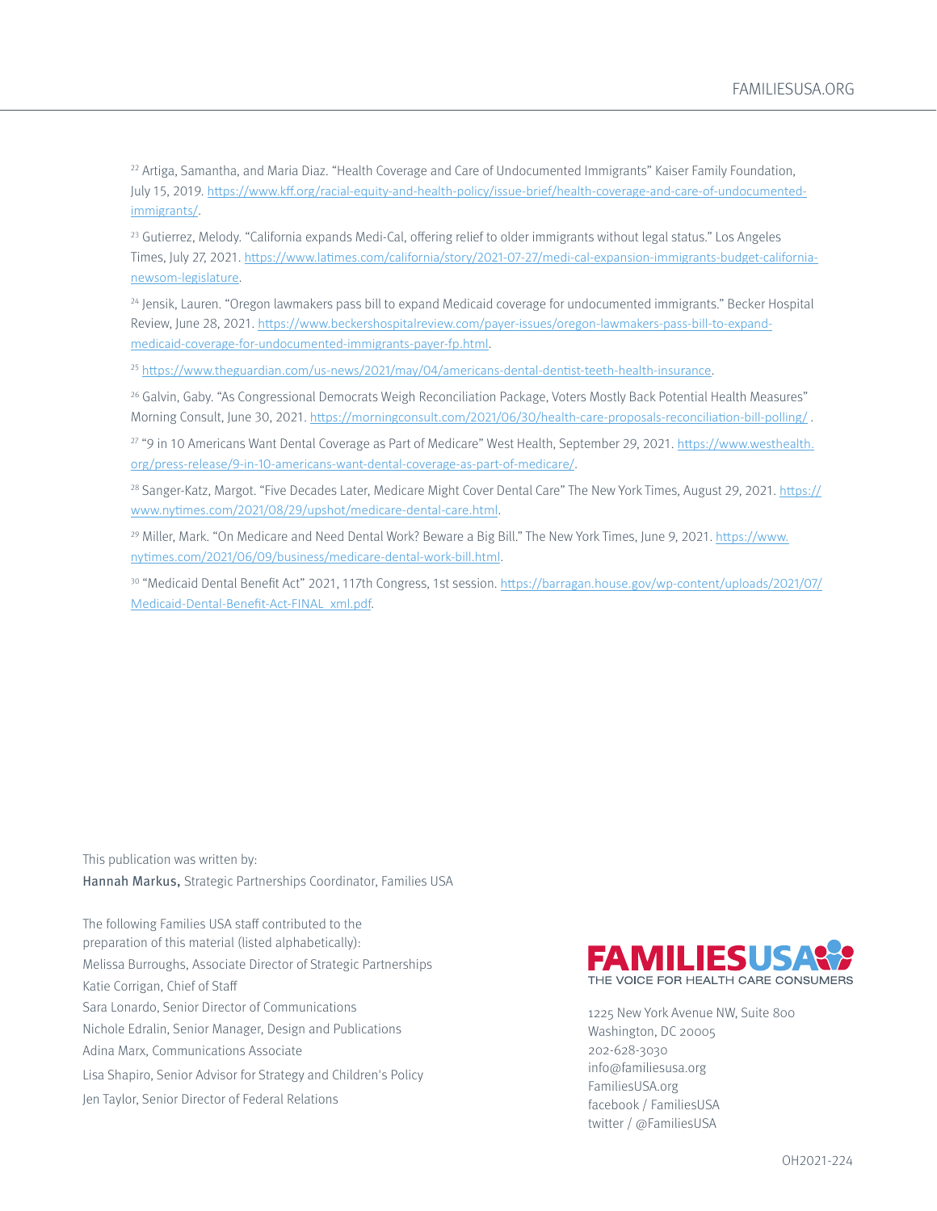[22] Artiga, Samantha, and Maria Diaz. "Health Coverage and Care of Undocumented Immigrants" Kaiser Family Foundation, July 15, 2019. https://www.kff.org/racial-equity-and-health-policy/issue-brief/health-coverage-and-care-of-undocumented-immigrants/.

[23] Gutierrez, Melody. "California expands Medi-Cal, offering relief to older immigrants without legal status." Los Angeles Times, July 27, 2021. https://www.latimes.com/california/story/2021-07-27/medi-cal-expansion-immigrants-budget-california-newsom-legislature.

[24] Jensik, Lauren. "Oregon lawmakers pass bill to expand Medicaid coverage for undocumented immigrants." Becker Hospital Review, June 28, 2021. https://www.beckershospitalreview.com/payer-issues/oregon-lawmakers-pass-bill-to-expand-medicaid-coverage-for-undocumented-immigrants-payer-fp.html.

[25] https://www.theguardian.com/us-news/2021/may/04/americans-dental-dentist-teeth-health-insurance.

[26] Galvin, Gaby. "As Congressional Democrats Weigh Reconciliation Package, Voters Mostly Back Potential Health Measures" Morning Consult, June 30, 2021. https://morningconsult.com/2021/06/30/health-care-proposals-reconciliation-bill-polling/ .

[27] "9 in 10 Americans Want Dental Coverage as Part of Medicare" West Health, September 29, 2021. https://www.westhealth.org/press-release/9-in-10-americans-want-dental-coverage-as-part-of-medicare/.

[28] Sanger-Katz, Margot. "Five Decades Later, Medicare Might Cover Dental Care" The New York Times, August 29, 2021. https://www.nytimes.com/2021/08/29/upshot/medicare-dental-care.html.

[29] Miller, Mark. "On Medicare and Need Dental Work? Beware a Big Bill." The New York Times, June 9, 2021. https://www.nytimes.com/2021/06/09/business/medicare-dental-work-bill.html.

[30] "Medicaid Dental Benefit Act" 2021, 117th Congress, 1st session. https://barragan.house.gov/wp-content/uploads/2021/07/Medicaid-Dental-Benefit-Act-FINAL_xml.pdf.

This publication was written by:
**Hannah Markus,** Strategic Partnerships Coordinator, Families USA

The following Families USA staff contributed to the preparation of this material (listed alphabetically):
Melissa Burroughs, Associate Director of Strategic Partnerships
Katie Corrigan, Chief of Staff
Sara Lonardo, Senior Director of Communications
Nichole Edralin, Senior Manager, Design and Publications
Adina Marx, Communications Associate
Lisa Shapiro, Senior Advisor for Strategy and Children's Policy
Jen Taylor, Senior Director of Federal Relations

FAMILIESUSA
THE VOICE FOR HEALTH CARE CONSUMERS

1225 New York Avenue NW, Suite 800
Washington, DC 20005
202-628-3030
info@familiesusa.org
FamiliesUSA.org
facebook / FamiliesUSA
twitter / @FamiliesUSA

OH2021-224